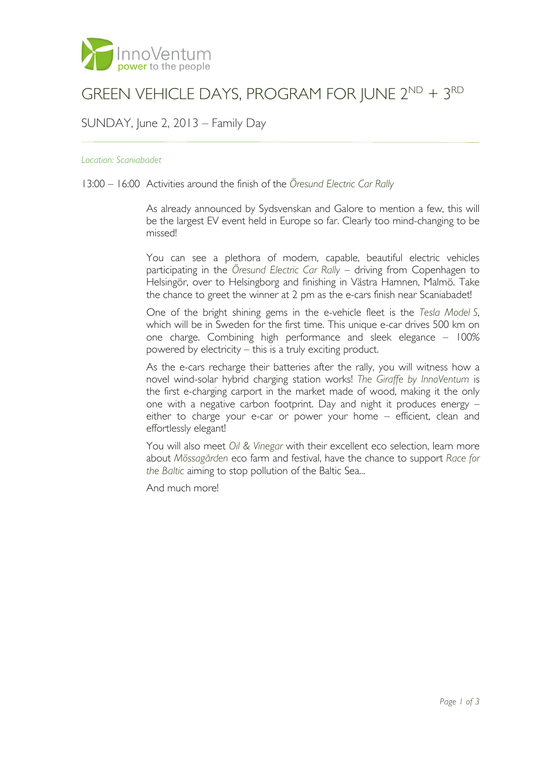InnoVentum
power to the people

# GREEN VEHICLE DAYS, PROGRAM FOR JUNE 2ND + 3RD

## SUNDAY, June 2, 2013 – Family Day

*Location: Scaniabadet*

13:00 – 16:00 Activities around the finish of the *Öresund Electric Car Rally*

As already announced by Sydsvenskan and Galore to mention a few, this will be the largest EV event held in Europe so far. Clearly too mind-changing to be missed!

You can see a plethora of modern, capable, beautiful electric vehicles participating in the *Öresund Electric Car Rally* – driving from Copenhagen to Helsingör, over to Helsingborg and finishing in Västra Hamnen, Malmö. Take the chance to greet the winner at 2 pm as the e-cars finish near Scaniabadet!

One of the bright shining gems in the e-vehicle fleet is the *Tesla Model S*, which will be in Sweden for the first time. This unique e-car drives 500 km on one charge. Combining high performance and sleek elegance – 100% powered by electricity – this is a truly exciting product.

As the e-cars recharge their batteries after the rally, you will witness how a novel wind-solar hybrid charging station works! *The Giraffe by InnoVentum* is the first e-charging carport in the market made of wood, making it the only one with a negative carbon footprint. Day and night it produces energy – either to charge your e-car or power your home – efficient, clean and effortlessly elegant!

You will also meet *Oil & Vinegar* with their excellent eco selection, learn more about *Mössagården* eco farm and festival, have the chance to support *Race for the Baltic* aiming to stop pollution of the Baltic Sea...

And much more!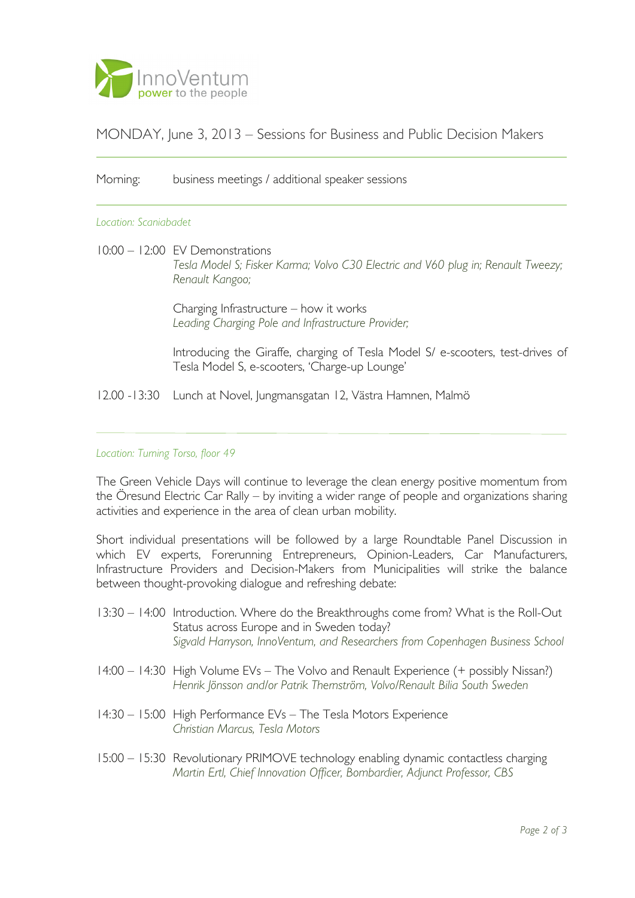InnoVentum
power to the people

## MONDAY, June 3, 2013 – Sessions for Business and Public Decision Makers

Morning: business meetings / additional speaker sessions

*Location: Scaniabadet*

10:00 – 12:00 EV Demonstrations
*Tesla Model S; Fisker Karma; Volvo C30 Electric and V60 plug in; Renault Tweezy; Renault Kangoo;*

Charging Infrastructure – how it works
*Leading Charging Pole and Infrastructure Provider;*

Introducing the Giraffe, charging of Tesla Model S/ e-scooters, test-drives of Tesla Model S, e-scooters, 'Charge-up Lounge'

12.00 -13:30 Lunch at Novel, Jungmansgatan 12, Västra Hamnen, Malmö

*Location: Turning Torso, floor 49*

The Green Vehicle Days will continue to leverage the clean energy positive momentum from the Öresund Electric Car Rally – by inviting a wider range of people and organizations sharing activities and experience in the area of clean urban mobility.

Short individual presentations will be followed by a large Roundtable Panel Discussion in which EV experts, Forerunning Entrepreneurs, Opinion-Leaders, Car Manufacturers, Infrastructure Providers and Decision-Makers from Municipalities will strike the balance between thought-provoking dialogue and refreshing debate:

13:30 – 14:00 Introduction. Where do the Breakthroughs come from? What is the Roll-Out Status across Europe and in Sweden today?
*Sigvald Harryson, InnoVentum, and Researchers from Copenhagen Business School*

14:00 – 14:30 High Volume EVs – The Volvo and Renault Experience (+ possibly Nissan?)
*Henrik Jönsson and/or Patrik Thernström, Volvo/Renault Bilia South Sweden*

14:30 – 15:00 High Performance EVs – The Tesla Motors Experience
*Christian Marcus, Tesla Motors*

15:00 – 15:30 Revolutionary PRIMOVE technology enabling dynamic contactless charging
*Martin Ertl, Chief Innovation Officer, Bombardier, Adjunct Professor, CBS*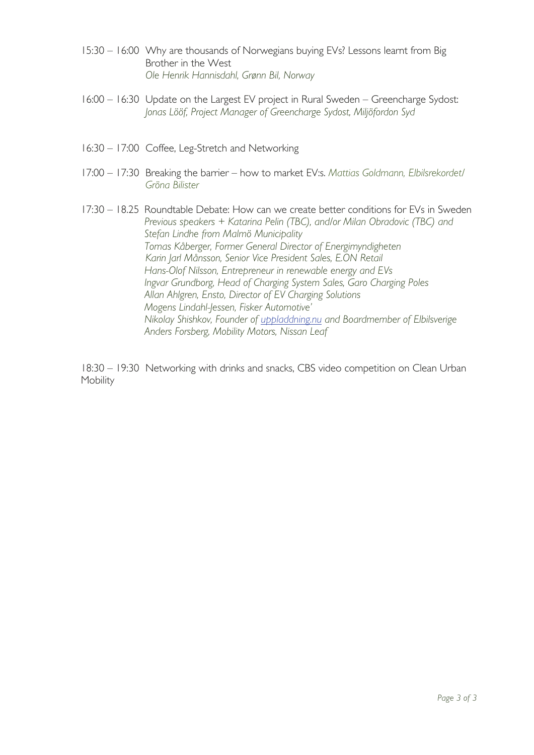15:30 – 16:00 Why are thousands of Norwegians buying EVs? Lessons learnt from Big Brother in the West
*Ole Henrik Hannisdahl, Grønn Bil, Norway*

16:00 – 16:30 Update on the Largest EV project in Rural Sweden – Greencharge Sydost:
*Jonas Lööf, Project Manager of Greencharge Sydost, Miljöfordon Syd*

16:30 – 17:00 Coffee, Leg-Stretch and Networking

17:00 – 17:30 Breaking the barrier – how to market EV:s. *Mattias Goldmann, Elbilsrekordet/ Gröna Bilister*

17:30 – 18.25 Roundtable Debate: How can we create better conditions for EVs in Sweden
*Previous speakers + Katarina Pelin (TBC), and/or Milan Obradovic (TBC) and Stefan Lindhe from Malmö Municipality*
*Tomas Kåberger, Former General Director of Energimyndigheten*
*Karin Jarl Månsson, Senior Vice President Sales, E.ON Retail*
*Hans-Olof Nilsson, Entrepreneur in renewable energy and EVs*
*Ingvar Grundborg, Head of Charging System Sales, Garo Charging Poles*
*Allan Ahlgren, Ensto, Director of EV Charging Solutions*
*Mogens Lindahl-Jessen, Fisker Automotive'*
*Nikolay Shishkov, Founder of [uppladdning.nu](uppladdning.nu) and Boardmember of Elbilsverige*
*Anders Forsberg, Mobility Motors, Nissan Leaf*

18:30 – 19:30 Networking with drinks and snacks, CBS video competition on Clean Urban Mobility